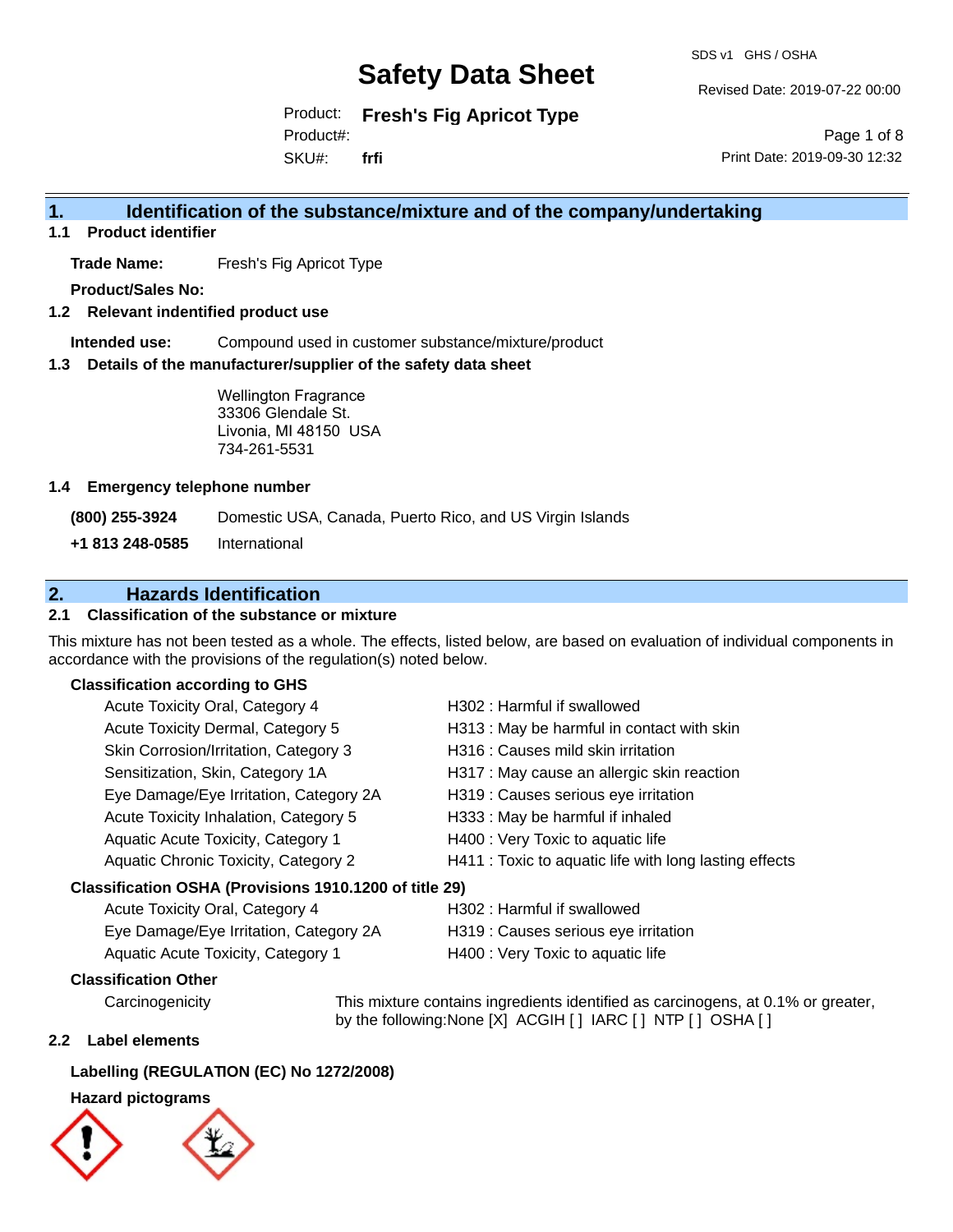# Safety Data Sheet

SDS v1 GHS / OSHA

Revised Date: 2019-07-22 00:00

Product: **Fresh's Fig Apricot Type**

Product#:

SKU#: **frfi**

Print Date: 2019-09-30 12:32

## 1. Identification of the substance/mixture and of the company/undertaking

### 1.1 Product identifier

**Trade Name:** Fresh's Fig Apricot Type

**Product/Sales No:**

### 1.2 Relevant indentified product use

**Intended use:** Compound used in customer substance/mixture/product

### 1.3 Details of the manufacturer/supplier of the safety data sheet

Wellington Fragrance
33306 Glendale St.
Livonia, MI 48150 USA
734-261-5531

### 1.4 Emergency telephone number

**(800) 255-3924** Domestic USA, Canada, Puerto Rico, and US Virgin Islands

**+1 813 248-0585** International

## 2. Hazards Identification

### 2.1 Classification of the substance or mixture

This mixture has not been tested as a whole. The effects, listed below, are based on evaluation of individual components in accordance with the provisions of the regulation(s) noted below.

**Classification according to GHS**

| Classification | Hazard Statement |
| --- | --- |
| Acute Toxicity Oral, Category 4 | H302 : Harmful if swallowed |
| Acute Toxicity Dermal, Category 5 | H313 : May be harmful in contact with skin |
| Skin Corrosion/Irritation, Category 3 | H316 : Causes mild skin irritation |
| Sensitization, Skin, Category 1A | H317 : May cause an allergic skin reaction |
| Eye Damage/Eye Irritation, Category 2A | H319 : Causes serious eye irritation |
| Acute Toxicity Inhalation, Category 5 | H333 : May be harmful if inhaled |
| Aquatic Acute Toxicity, Category 1 | H400 : Very Toxic to aquatic life |
| Aquatic Chronic Toxicity, Category 2 | H411 : Toxic to aquatic life with long lasting effects |

**Classification OSHA (Provisions 1910.1200 of title 29)**

| Classification | Hazard Statement |
| --- | --- |
| Acute Toxicity Oral, Category 4 | H302 : Harmful if swallowed |
| Eye Damage/Eye Irritation, Category 2A | H319 : Causes serious eye irritation |
| Aquatic Acute Toxicity, Category 1 | H400 : Very Toxic to aquatic life |

**Classification Other**

Carcinogenicity — This mixture contains ingredients identified as carcinogens, at 0.1% or greater, by the following:None [X] ACGIH [ ] IARC [ ] NTP [ ] OSHA [ ]

### 2.2 Label elements

**Labelling (REGULATION (EC) No 1272/2008)**

**Hazard pictograms**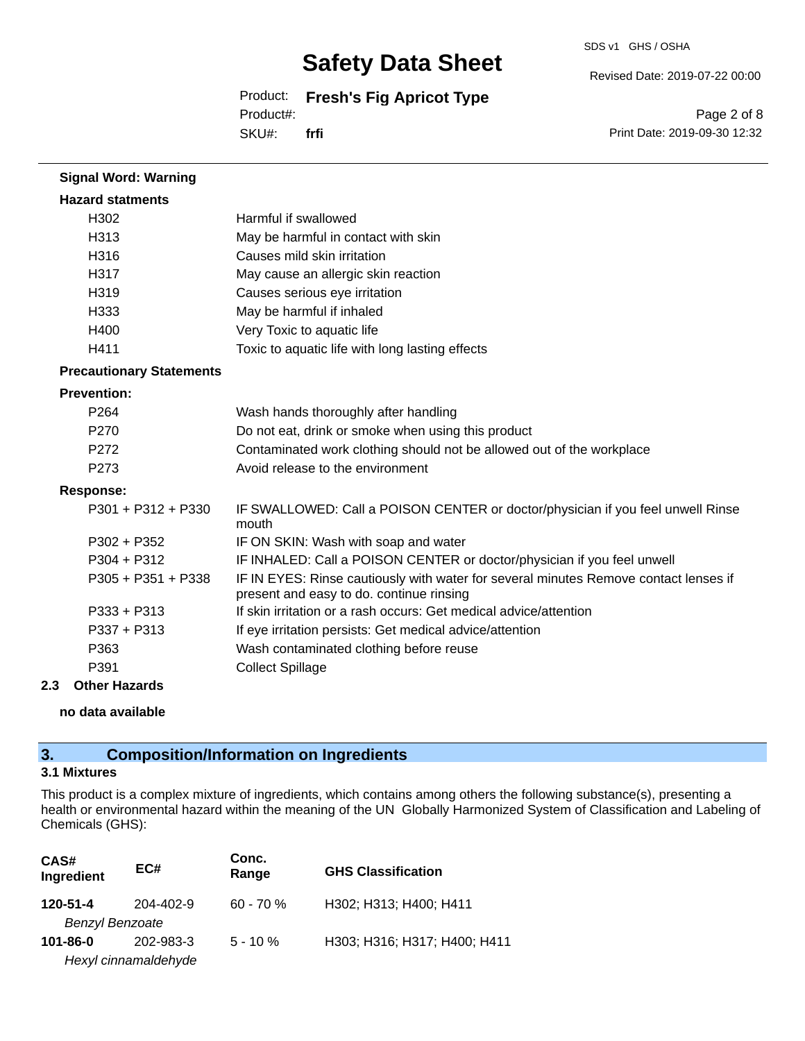**Signal Word: Warning**

**Hazard statments**

| | |
|---|---|
| H302 | Harmful if swallowed |
| H313 | May be harmful in contact with skin |
| H316 | Causes mild skin irritation |
| H317 | May cause an allergic skin reaction |
| H319 | Causes serious eye irritation |
| H333 | May be harmful if inhaled |
| H400 | Very Toxic to aquatic life |
| H411 | Toxic to aquatic life with long lasting effects |

**Precautionary Statements**

**Prevention:**

| | |
|---|---|
| P264 | Wash hands thoroughly after handling |
| P270 | Do not eat, drink or smoke when using this product |
| P272 | Contaminated work clothing should not be allowed out of the workplace |
| P273 | Avoid release to the environment |

**Response:**

| | |
|---|---|
| P301 + P312 + P330 | IF SWALLOWED: Call a POISON CENTER or doctor/physician if you feel unwell Rinse mouth |
| P302 + P352 | IF ON SKIN: Wash with soap and water |
| P304 + P312 | IF INHALED: Call a POISON CENTER or doctor/physician if you feel unwell |
| P305 + P351 + P338 | IF IN EYES: Rinse cautiously with water for several minutes Remove contact lenses if present and easy to do. continue rinsing |
| P333 + P313 | If skin irritation or a rash occurs: Get medical advice/attention |
| P337 + P313 | If eye irritation persists: Get medical advice/attention |
| P363 | Wash contaminated clothing before reuse |
| P391 | Collect Spillage |

**2.3 Other Hazards**

**no data available**

## 3. Composition/Information on Ingredients

**3.1 Mixtures**

This product is a complex mixture of ingredients, which contains among others the following substance(s), presenting a health or environmental hazard within the meaning of the UN Globally Harmonized System of Classification and Labeling of Chemicals (GHS):

| CAS# Ingredient | EC# | Conc. Range | GHS Classification |
|---|---|---|---|
| **120-51-4** *Benzyl Benzoate* | 204-402-9 | 60 - 70 % | H302; H313; H400; H411 |
| **101-86-0** *Hexyl cinnamaldehyde* | 202-983-3 | 5 - 10 % | H303; H316; H317; H400; H411 |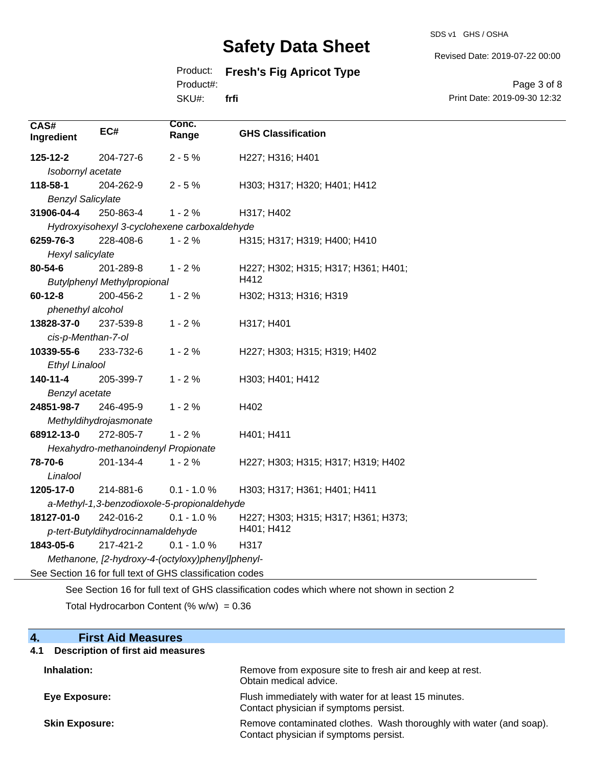| CAS# Ingredient | EC# | Conc. Range | GHS Classification |
|---|---|---|---|
| **125-12-2** *Isobornyl acetate* | 204-727-6 | 2 - 5 % | H227; H316; H401 |
| **118-58-1** *Benzyl Salicylate* | 204-262-9 | 2 - 5 % | H303; H317; H320; H401; H412 |
| **31906-04-4** *Hydroxyisohexyl 3-cyclohexene carboxaldehyde* | 250-863-4 | 1 - 2 % | H317; H402 |
| **6259-76-3** *Hexyl salicylate* | 228-408-6 | 1 - 2 % | H315; H317; H319; H400; H410 |
| **80-54-6** *Butylphenyl Methylpropional* | 201-289-8 | 1 - 2 % | H227; H302; H315; H317; H361; H401; H412 |
| **60-12-8** *phenethyl alcohol* | 200-456-2 | 1 - 2 % | H302; H313; H316; H319 |
| **13828-37-0** *cis-p-Menthan-7-ol* | 237-539-8 | 1 - 2 % | H317; H401 |
| **10339-55-6** *Ethyl Linalool* | 233-732-6 | 1 - 2 % | H227; H303; H315; H319; H402 |
| **140-11-4** *Benzyl acetate* | 205-399-7 | 1 - 2 % | H303; H401; H412 |
| **24851-98-7** *Methyldihydrojasmonate* | 246-495-9 | 1 - 2 % | H402 |
| **68912-13-0** *Hexahydro-methanoindenyl Propionate* | 272-805-7 | 1 - 2 % | H401; H411 |
| **78-70-6** *Linalool* | 201-134-4 | 1 - 2 % | H227; H303; H315; H317; H319; H402 |
| **1205-17-0** *a-Methyl-1,3-benzodioxole-5-propionaldehyde* | 214-881-6 | 0.1 - 1.0 % | H303; H317; H361; H401; H411 |
| **18127-01-0** *p-tert-Butyldihydrocinnamaldehyde* | 242-016-2 | 0.1 - 1.0 % | H227; H303; H315; H317; H361; H373; H401; H412 |
| **1843-05-6** *Methanone, [2-hydroxy-4-(octyloxy)phenyl]phenyl-* | 217-421-2 | 0.1 - 1.0 % | H317 |

See Section 16 for full text of GHS classification codes

See Section 16 for full text of GHS classification codes which where not shown in section 2

Total Hydrocarbon Content (% w/w) = 0.36

## 4. First Aid Measures

### 4.1 Description of first aid measures

**Inhalation:** Remove from exposure site to fresh air and keep at rest. Obtain medical advice.

**Eye Exposure:** Flush immediately with water for at least 15 minutes. Contact physician if symptoms persist.

**Skin Exposure:** Remove contaminated clothes. Wash thoroughly with water (and soap). Contact physician if symptoms persist.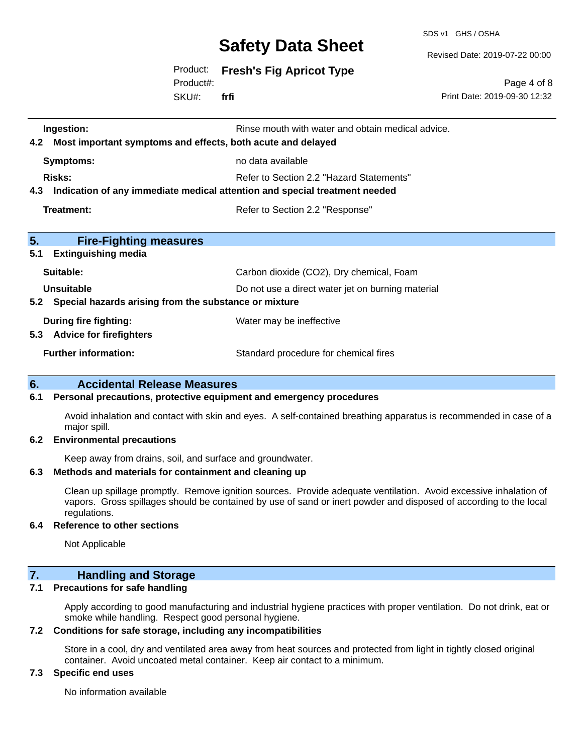| | |
|---|---|
| **Ingestion:** | Rinse mouth with water and obtain medical advice. |

**4.2 Most important symptoms and effects, both acute and delayed**

| | |
|---|---|
| **Symptoms:** | no data available |
| **Risks:** | Refer to Section 2.2 "Hazard Statements" |

**4.3 Indication of any immediate medical attention and special treatment needed**

| | |
|---|---|
| **Treatment:** | Refer to Section 2.2 "Response" |

## 5. Fire-Fighting measures

**5.1 Extinguishing media**

| | |
|---|---|
| **Suitable:** | Carbon dioxide ($CO_2$), Dry chemical, Foam |
| **Unsuitable** | Do not use a direct water jet on burning material |

**5.2 Special hazards arising from the substance or mixture**

| | |
|---|---|
| **During fire fighting:** | Water may be ineffective |

**5.3 Advice for firefighters**

| | |
|---|---|
| **Further information:** | Standard procedure for chemical fires |

## 6. Accidental Release Measures

**6.1 Personal precautions, protective equipment and emergency procedures**

Avoid inhalation and contact with skin and eyes. A self-contained breathing apparatus is recommended in case of a major spill.

**6.2 Environmental precautions**

Keep away from drains, soil, and surface and groundwater.

**6.3 Methods and materials for containment and cleaning up**

Clean up spillage promptly. Remove ignition sources. Provide adequate ventilation. Avoid excessive inhalation of vapors. Gross spillages should be contained by use of sand or inert powder and disposed of according to the local regulations.

**6.4 Reference to other sections**

Not Applicable

## 7. Handling and Storage

**7.1 Precautions for safe handling**

Apply according to good manufacturing and industrial hygiene practices with proper ventilation. Do not drink, eat or smoke while handling. Respect good personal hygiene.

**7.2 Conditions for safe storage, including any incompatibilities**

Store in a cool, dry and ventilated area away from heat sources and protected from light in tightly closed original container. Avoid uncoated metal container. Keep air contact to a minimum.

**7.3 Specific end uses**

No information available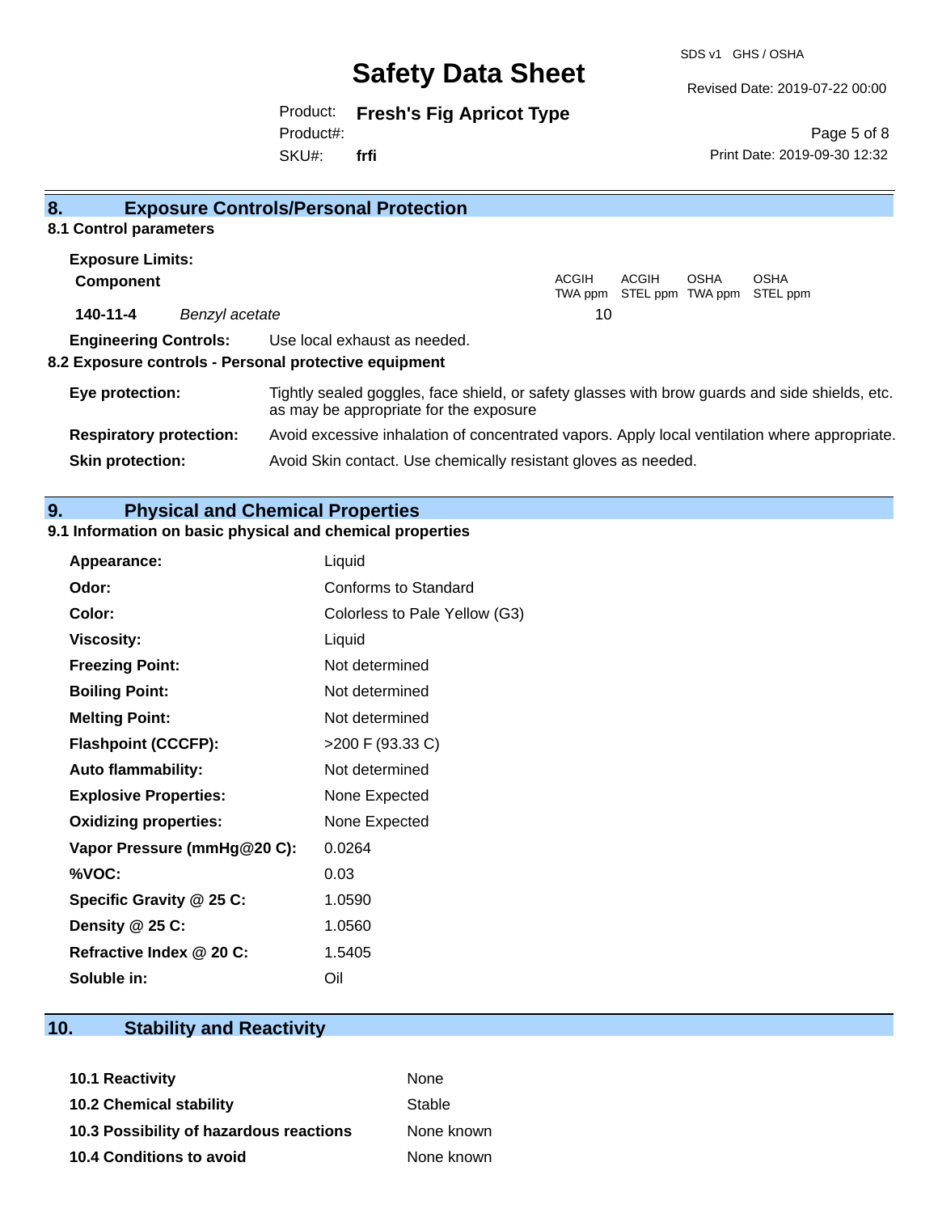## 8. Exposure Controls/Personal Protection

### 8.1 Control parameters

**Exposure Limits:**

| **Component** | | ACGIH TWA ppm | ACGIH STEL ppm | OSHA TWA ppm | OSHA STEL ppm |
|---|---|---|---|---|---|
| **140-11-4** | *Benzyl acetate* | 10 | | | |

**Engineering Controls:** Use local exhaust as needed.

### 8.2 Exposure controls - Personal protective equipment

**Eye protection:** Tightly sealed goggles, face shield, or safety glasses with brow guards and side shields, etc. as may be appropriate for the exposure

**Respiratory protection:** Avoid excessive inhalation of concentrated vapors. Apply local ventilation where appropriate.

**Skin protection:** Avoid Skin contact. Use chemically resistant gloves as needed.

## 9. Physical and Chemical Properties

### 9.1 Information on basic physical and chemical properties

| | |
|---|---|
| **Appearance:** | Liquid |
| **Odor:** | Conforms to Standard |
| **Color:** | Colorless to Pale Yellow (G3) |
| **Viscosity:** | Liquid |
| **Freezing Point:** | Not determined |
| **Boiling Point:** | Not determined |
| **Melting Point:** | Not determined |
| **Flashpoint (CCCFP):** | >200 F (93.33 C) |
| **Auto flammability:** | Not determined |
| **Explosive Properties:** | None Expected |
| **Oxidizing properties:** | None Expected |
| **Vapor Pressure (mmHg@20 C):** | 0.0264 |
| **%VOC:** | 0.03 |
| **Specific Gravity @ 25 C:** | 1.0590 |
| **Density @ 25 C:** | 1.0560 |
| **Refractive Index @ 20 C:** | 1.5405 |
| **Soluble in:** | Oil |

## 10. Stability and Reactivity

| | |
|---|---|
| **10.1 Reactivity** | None |
| **10.2 Chemical stability** | Stable |
| **10.3 Possibility of hazardous reactions** | None known |
| **10.4 Conditions to avoid** | None known |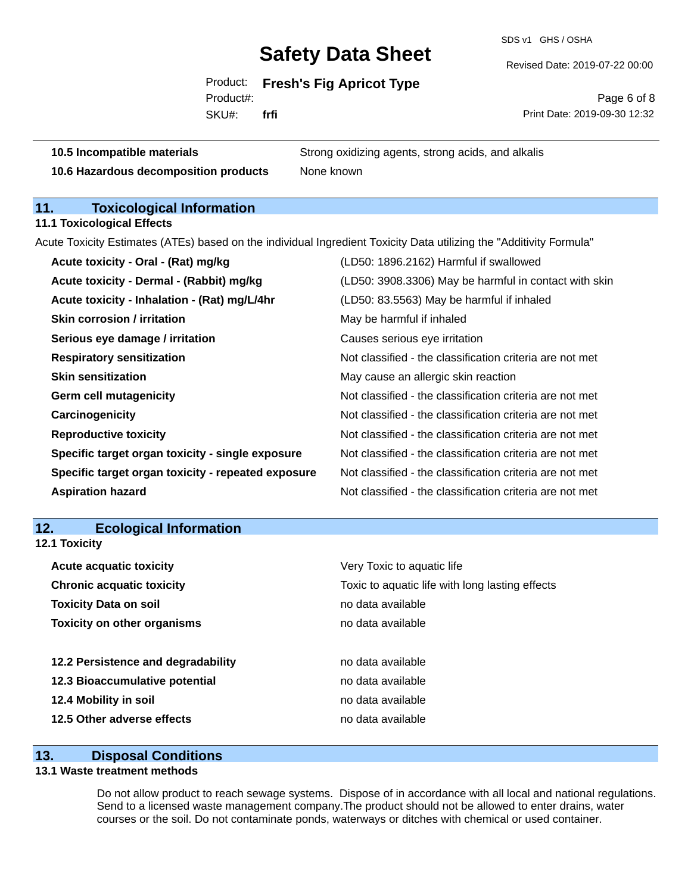| | |
|---|---|
| **10.5 Incompatible materials** | Strong oxidizing agents, strong acids, and alkalis |
| **10.6 Hazardous decomposition products** | None known |

## 11. Toxicological Information

### 11.1 Toxicological Effects

Acute Toxicity Estimates (ATEs) based on the individual Ingredient Toxicity Data utilizing the "Additivity Formula"

| | |
|---|---|
| **Acute toxicity - Oral - (Rat) mg/kg** | (LD50: 1896.2162) Harmful if swallowed |
| **Acute toxicity - Dermal - (Rabbit) mg/kg** | (LD50: 3908.3306) May be harmful in contact with skin |
| **Acute toxicity - Inhalation - (Rat) mg/L/4hr** | (LD50: 83.5563) May be harmful if inhaled |
| **Skin corrosion / irritation** | May be harmful if inhaled |
| **Serious eye damage / irritation** | Causes serious eye irritation |
| **Respiratory sensitization** | Not classified - the classification criteria are not met |
| **Skin sensitization** | May cause an allergic skin reaction |
| **Germ cell mutagenicity** | Not classified - the classification criteria are not met |
| **Carcinogenicity** | Not classified - the classification criteria are not met |
| **Reproductive toxicity** | Not classified - the classification criteria are not met |
| **Specific target organ toxicity - single exposure** | Not classified - the classification criteria are not met |
| **Specific target organ toxicity - repeated exposure** | Not classified - the classification criteria are not met |
| **Aspiration hazard** | Not classified - the classification criteria are not met |

## 12. Ecological Information

### 12.1 Toxicity

| | |
|---|---|
| **Acute acquatic toxicity** | Very Toxic to aquatic life |
| **Chronic acquatic toxicity** | Toxic to aquatic life with long lasting effects |
| **Toxicity Data on soil** | no data available |
| **Toxicity on other organisms** | no data available |

| | |
|---|---|
| **12.2 Persistence and degradability** | no data available |
| **12.3 Bioaccumulative potential** | no data available |
| **12.4 Mobility in soil** | no data available |
| **12.5 Other adverse effects** | no data available |

## 13. Disposal Conditions

### 13.1 Waste treatment methods

Do not allow product to reach sewage systems. Dispose of in accordance with all local and national regulations. Send to a licensed waste management company.The product should not be allowed to enter drains, water courses or the soil. Do not contaminate ponds, waterways or ditches with chemical or used container.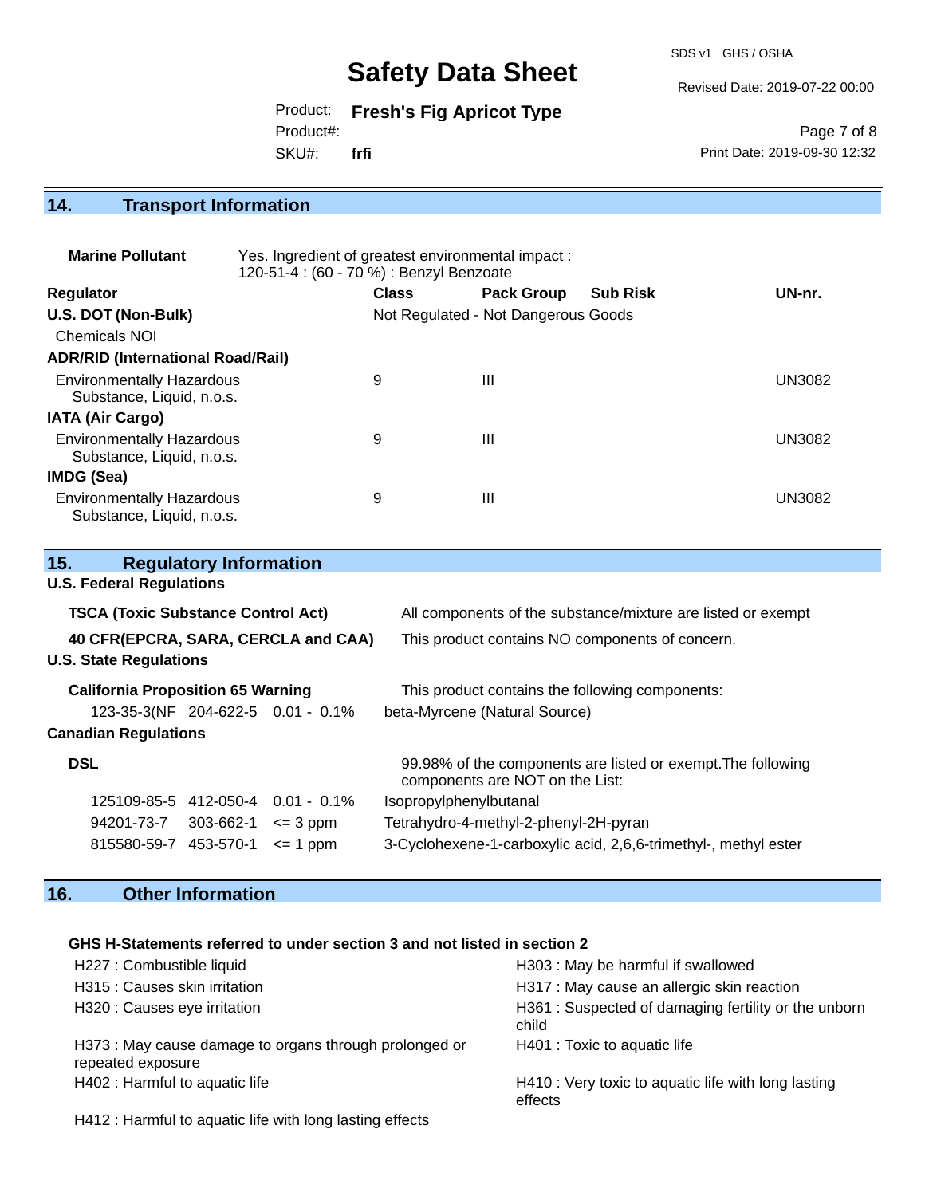## 14. Transport Information

**Marine Pollutant** Yes. Ingredient of greatest environmental impact :
120-51-4 : (60 - 70 %) : Benzyl Benzoate

| Regulator | Class | Pack Group | Sub Risk | UN-nr. |
|---|---|---|---|---|
| **U.S. DOT (Non-Bulk)** | Not Regulated - Not Dangerous Goods | | | |
| Chemicals NOI | | | | |
| **ADR/RID (International Road/Rail)** | | | | |
| Environmentally Hazardous Substance, Liquid, n.o.s. | 9 | III | | UN3082 |
| **IATA (Air Cargo)** | | | | |
| Environmentally Hazardous Substance, Liquid, n.o.s. | 9 | III | | UN3082 |
| **IMDG (Sea)** | | | | |
| Environmentally Hazardous Substance, Liquid, n.o.s. | 9 | III | | UN3082 |

## 15. Regulatory Information

**U.S. Federal Regulations**

**TSCA (Toxic Substance Control Act)** All components of the substance/mixture are listed or exempt

**40 CFR(EPCRA, SARA, CERCLA and CAA)** This product contains NO components of concern.

**U.S. State Regulations**

**California Proposition 65 Warning** This product contains the following components:

| | | | |
|---|---|---|---|
| 123-35-3(NF | 204-622-5 | 0.01 - 0.1% | beta-Myrcene (Natural Source) |

**Canadian Regulations**

**DSL** 99.98% of the components are listed or exempt.The following components are NOT on the List:

| | | | |
|---|---|---|---|
| 125109-85-5 | 412-050-4 | 0.01 - 0.1% | Isopropylphenylbutanal |
| 94201-73-7 | 303-662-1 | <= 3 ppm | Tetrahydro-4-methyl-2-phenyl-2H-pyran |
| 815580-59-7 | 453-570-1 | <= 1 ppm | 3-Cyclohexene-1-carboxylic acid, 2,6,6-trimethyl-, methyl ester |

## 16. Other Information

**GHS H-Statements referred to under section 3 and not listed in section 2**

H227 : Combustible liquid

H303 : May be harmful if swallowed

H315 : Causes skin irritation

H317 : May cause an allergic skin reaction

H320 : Causes eye irritation

H361 : Suspected of damaging fertility or the unborn child

H373 : May cause damage to organs through prolonged or repeated exposure

H401 : Toxic to aquatic life

H402 : Harmful to aquatic life

H410 : Very toxic to aquatic life with long lasting effects

H412 : Harmful to aquatic life with long lasting effects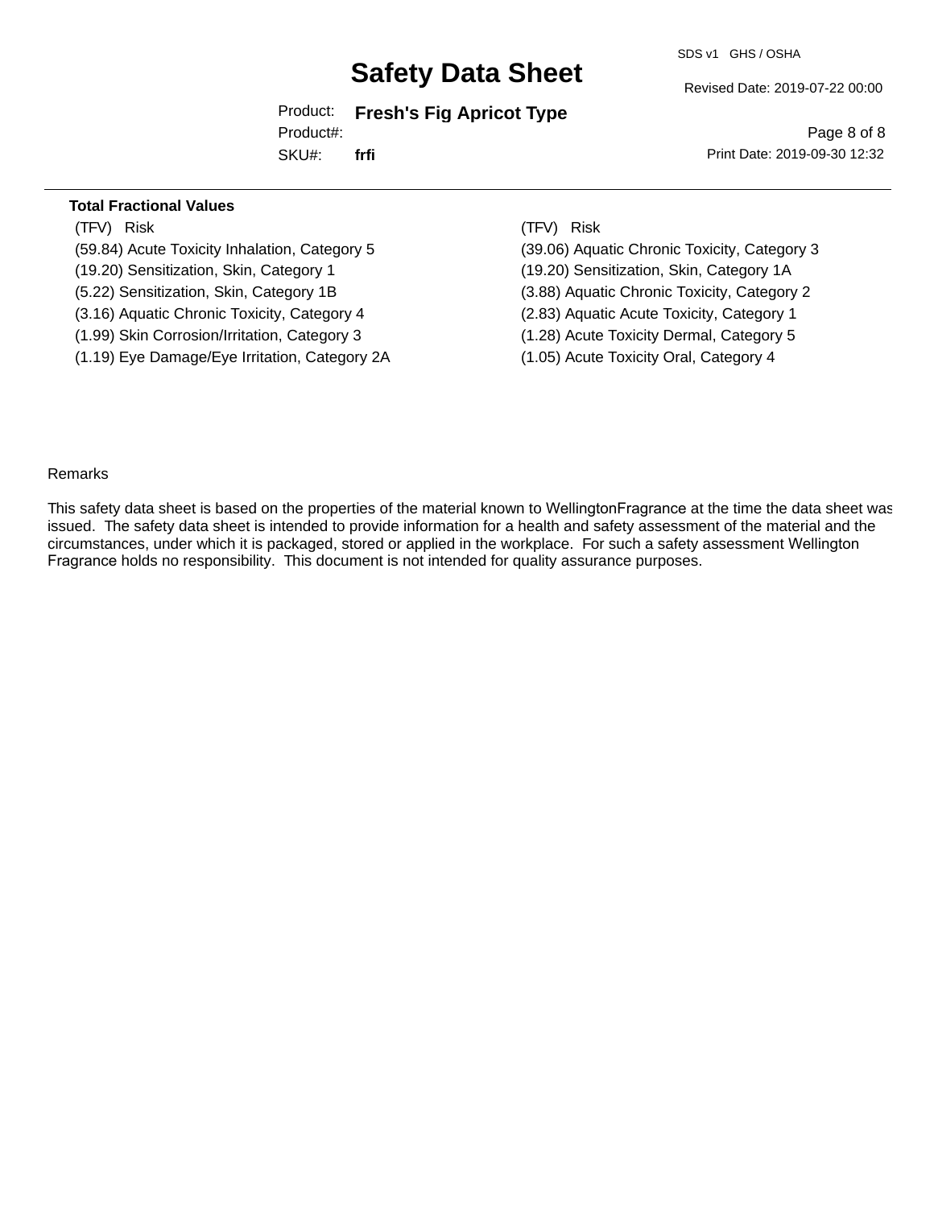### Total Fractional Values

| (TFV) | Risk | (TFV) | Risk |
|---|---|---|---|
| (59.84) | Acute Toxicity Inhalation, Category 5 | (39.06) | Aquatic Chronic Toxicity, Category 3 |
| (19.20) | Sensitization, Skin, Category 1 | (19.20) | Sensitization, Skin, Category 1A |
| (5.22) | Sensitization, Skin, Category 1B | (3.88) | Aquatic Chronic Toxicity, Category 2 |
| (3.16) | Aquatic Chronic Toxicity, Category 4 | (2.83) | Aquatic Acute Toxicity, Category 1 |
| (1.99) | Skin Corrosion/Irritation, Category 3 | (1.28) | Acute Toxicity Dermal, Category 5 |
| (1.19) | Eye Damage/Eye Irritation, Category 2A | (1.05) | Acute Toxicity Oral, Category 4 |

Remarks

This safety data sheet is based on the properties of the material known to WellingtonFragrance at the time the data sheet was issued. The safety data sheet is intended to provide information for a health and safety assessment of the material and the circumstances, under which it is packaged, stored or applied in the workplace. For such a safety assessment Wellington Fragrance holds no responsibility. This document is not intended for quality assurance purposes.